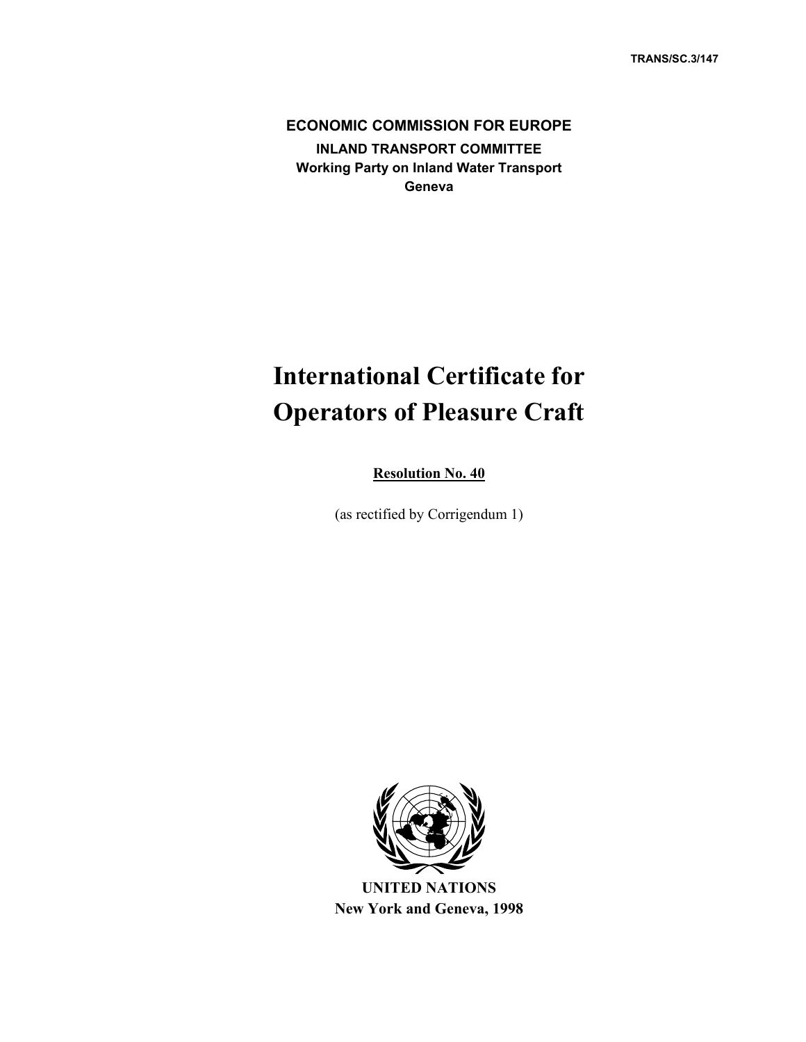TRANS/SC.3/147

**ECONOMIC COMMISSION FOR EUROPE**

**INLAND TRANSPORT COMMITTEE**
**Working Party on Inland Water Transport**
**Geneva**

# International Certificate for Operators of Pleasure Craft

**Resolution No. 40**

(as rectified by Corrigendum 1)

**UNITED NATIONS**
**New York and Geneva, 1998**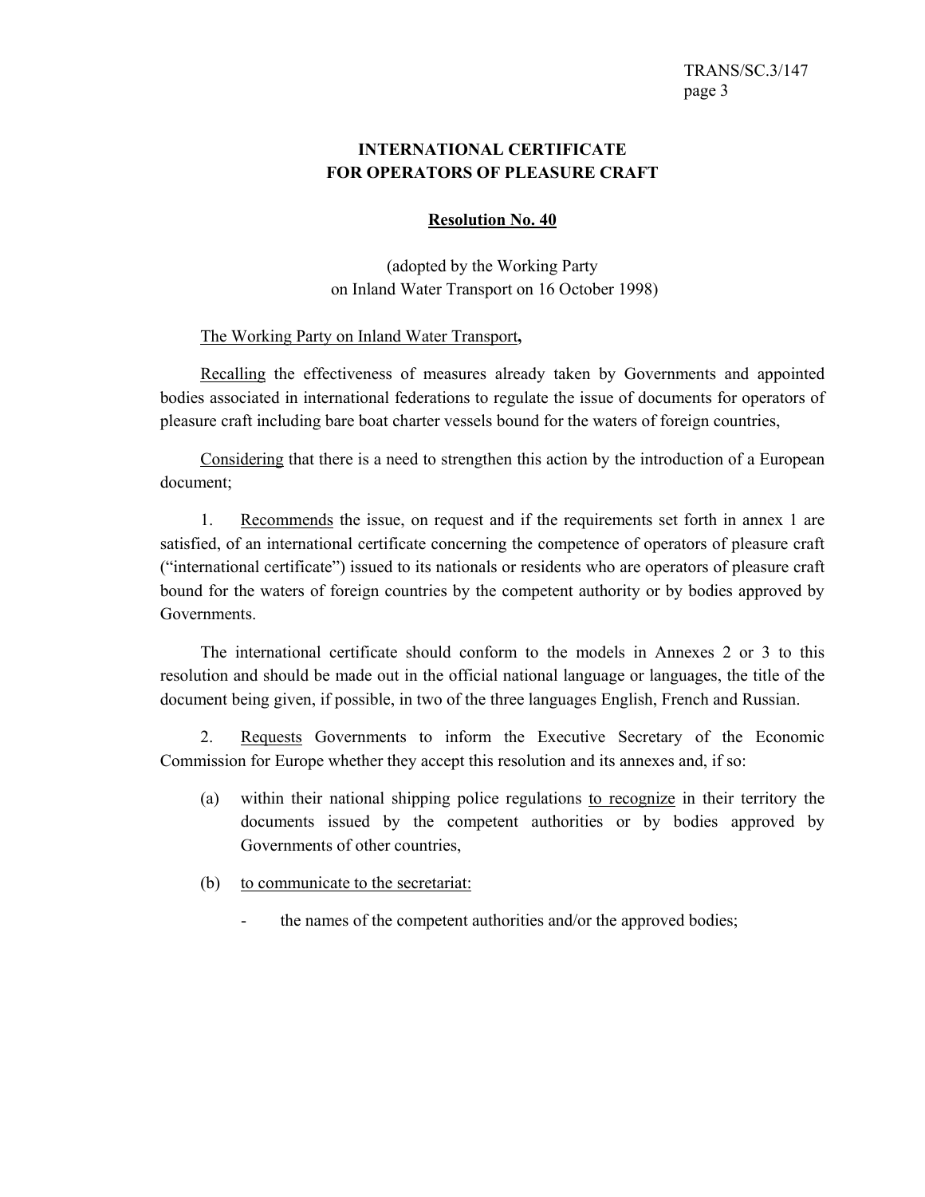## INTERNATIONAL CERTIFICATE FOR OPERATORS OF PLEASURE CRAFT

### Resolution No. 40

(adopted by the Working Party on Inland Water Transport on 16 October 1998)

The Working Party on Inland Water Transport**,**

Recalling the effectiveness of measures already taken by Governments and appointed bodies associated in international federations to regulate the issue of documents for operators of pleasure craft including bare boat charter vessels bound for the waters of foreign countries,

Considering that there is a need to strengthen this action by the introduction of a European document;

1. Recommends the issue, on request and if the requirements set forth in annex 1 are satisfied, of an international certificate concerning the competence of operators of pleasure craft ("international certificate") issued to its nationals or residents who are operators of pleasure craft bound for the waters of foreign countries by the competent authority or by bodies approved by Governments.

The international certificate should conform to the models in Annexes 2 or 3 to this resolution and should be made out in the official national language or languages, the title of the document being given, if possible, in two of the three languages English, French and Russian.

2. Requests Governments to inform the Executive Secretary of the Economic Commission for Europe whether they accept this resolution and its annexes and, if so:

(a) within their national shipping police regulations to recognize in their territory the documents issued by the competent authorities or by bodies approved by Governments of other countries,

(b) to communicate to the secretariat:

- the names of the competent authorities and/or the approved bodies;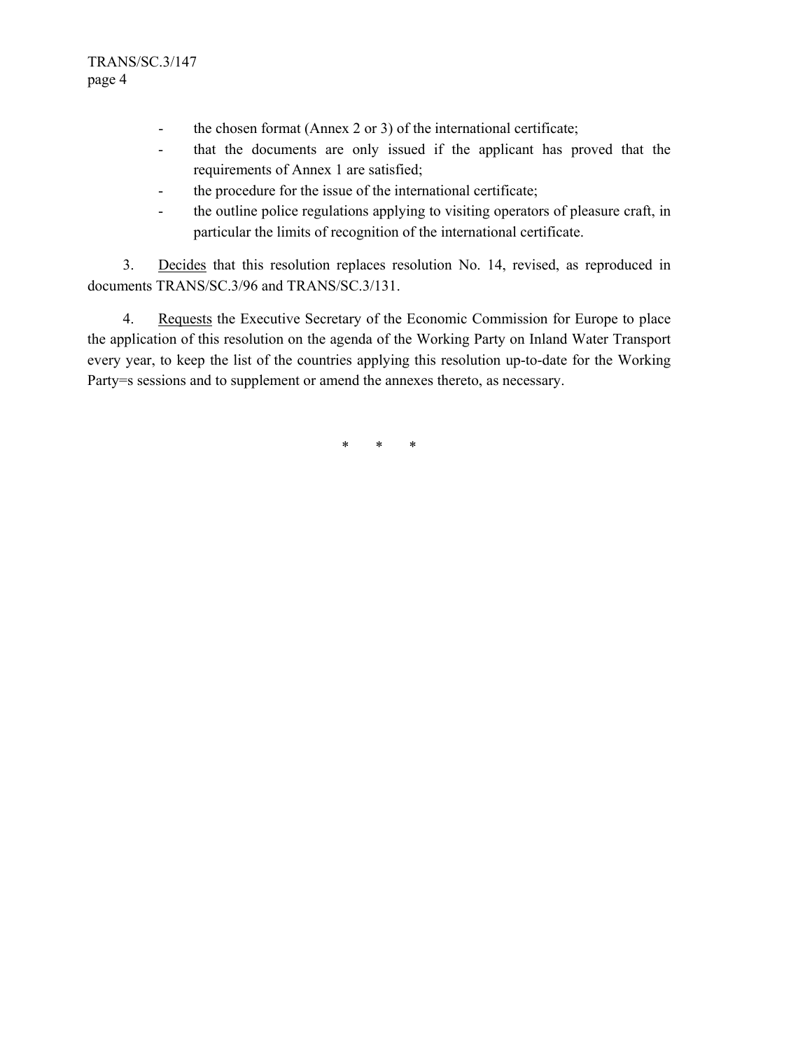- the chosen format (Annex 2 or 3) of the international certificate;
- that the documents are only issued if the applicant has proved that the requirements of Annex 1 are satisfied;
- the procedure for the issue of the international certificate;
- the outline police regulations applying to visiting operators of pleasure craft, in particular the limits of recognition of the international certificate.

3. Decides that this resolution replaces resolution No. 14, revised, as reproduced in documents TRANS/SC.3/96 and TRANS/SC.3/131.

4. Requests the Executive Secretary of the Economic Commission for Europe to place the application of this resolution on the agenda of the Working Party on Inland Water Transport every year, to keep the list of the countries applying this resolution up-to-date for the Working Party=s sessions and to supplement or amend the annexes thereto, as necessary.

\* \* \*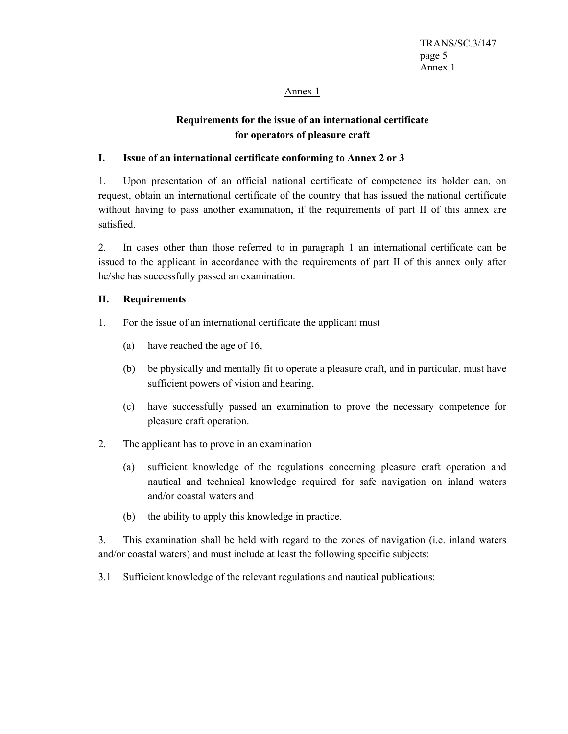## Annex 1

### Requirements for the issue of an international certificate for operators of pleasure craft

**I. Issue of an international certificate conforming to Annex 2 or 3**

1. Upon presentation of an official national certificate of competence its holder can, on request, obtain an international certificate of the country that has issued the national certificate without having to pass another examination, if the requirements of part II of this annex are satisfied.

2. In cases other than those referred to in paragraph 1 an international certificate can be issued to the applicant in accordance with the requirements of part II of this annex only after he/she has successfully passed an examination.

**II. Requirements**

1. For the issue of an international certificate the applicant must

   (a) have reached the age of 16,

   (b) be physically and mentally fit to operate a pleasure craft, and in particular, must have sufficient powers of vision and hearing,

   (c) have successfully passed an examination to prove the necessary competence for pleasure craft operation.

2. The applicant has to prove in an examination

   (a) sufficient knowledge of the regulations concerning pleasure craft operation and nautical and technical knowledge required for safe navigation on inland waters and/or coastal waters and

   (b) the ability to apply this knowledge in practice.

3. This examination shall be held with regard to the zones of navigation (i.e. inland waters and/or coastal waters) and must include at least the following specific subjects:

3.1 Sufficient knowledge of the relevant regulations and nautical publications: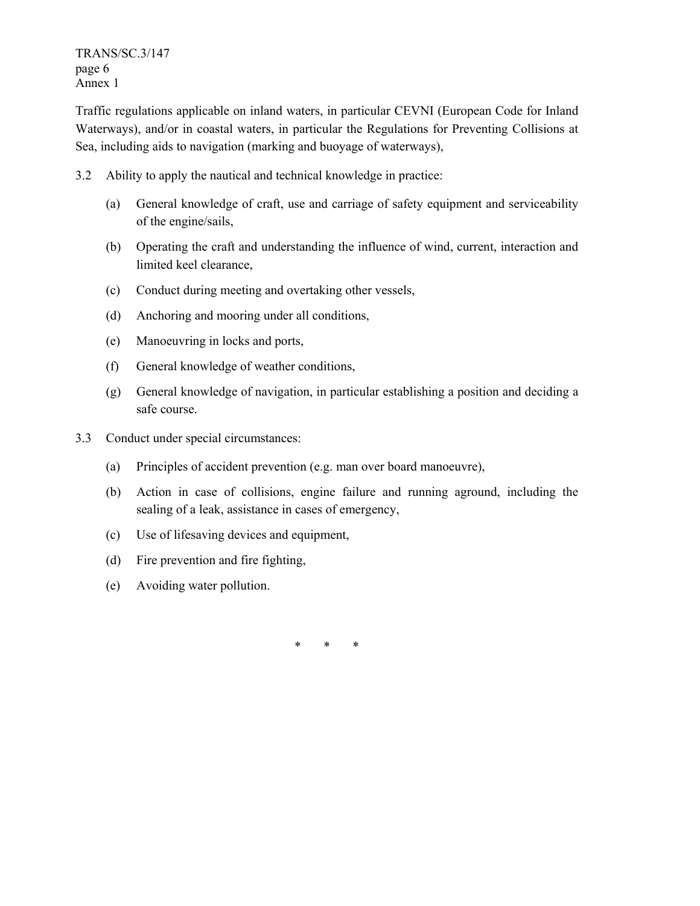Traffic regulations applicable on inland waters, in particular CEVNI (European Code for Inland Waterways), and/or in coastal waters, in particular the Regulations for Preventing Collisions at Sea, including aids to navigation (marking and buoyage of waterways),

3.2 Ability to apply the nautical and technical knowledge in practice:

(a) General knowledge of craft, use and carriage of safety equipment and serviceability of the engine/sails,

(b) Operating the craft and understanding the influence of wind, current, interaction and limited keel clearance,

(c) Conduct during meeting and overtaking other vessels,

(d) Anchoring and mooring under all conditions,

(e) Manoeuvring in locks and ports,

(f) General knowledge of weather conditions,

(g) General knowledge of navigation, in particular establishing a position and deciding a safe course.

3.3 Conduct under special circumstances:

(a) Principles of accident prevention (e.g. man over board manoeuvre),

(b) Action in case of collisions, engine failure and running aground, including the sealing of a leak, assistance in cases of emergency,

(c) Use of lifesaving devices and equipment,

(d) Fire prevention and fire fighting,

(e) Avoiding water pollution.

\* \* \*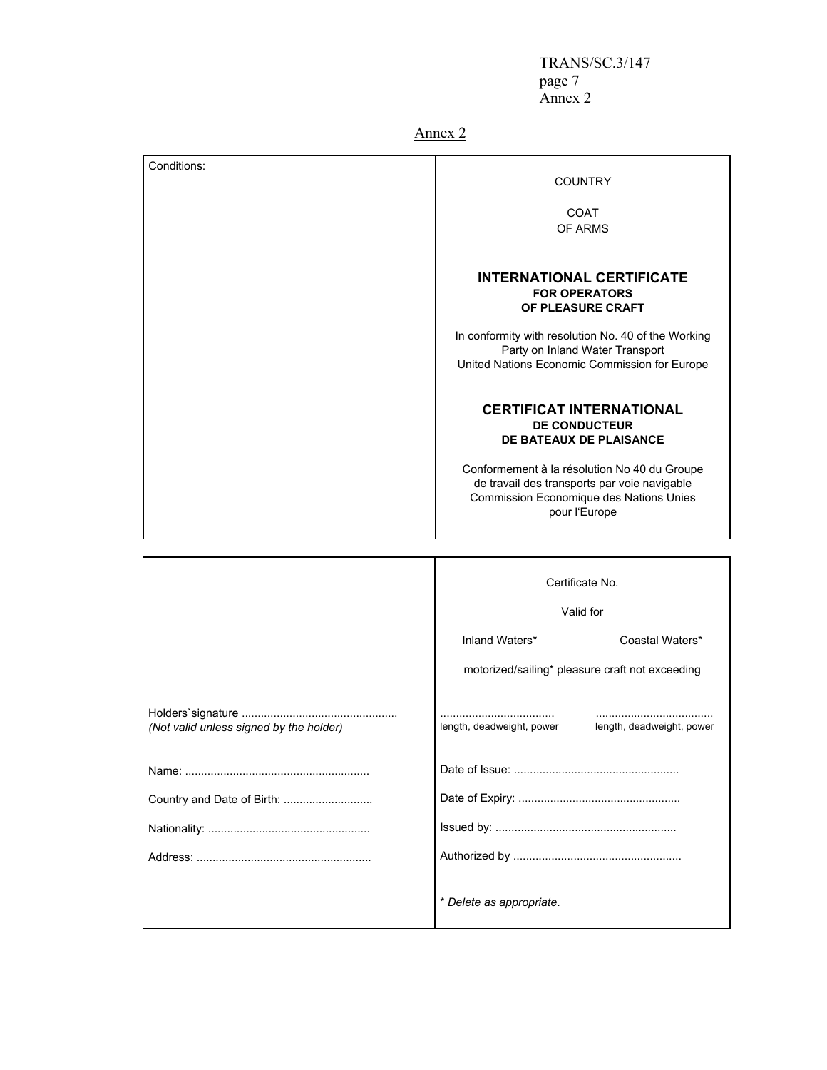## Annex 2

| Conditions: | COUNTRY<br><br>COAT<br>OF ARMS<br><br>**INTERNATIONAL CERTIFICATE**<br>**FOR OPERATORS**<br>**OF PLEASURE CRAFT**<br><br>In conformity with resolution No. 40 of the Working Party on Inland Water Transport<br>United Nations Economic Commission for Europe<br><br>**CERTIFICAT INTERNATIONAL**<br>**DE CONDUCTEUR**<br>**DE BATEAUX DE PLAISANCE**<br><br>Conformement à la résolution No 40 du Groupe de travail des transports par voie navigable<br>Commission Economique des Nations Unies pour l'Europe |
|---|---|

| | Certificate No.<br><br>Valid for<br><br>Inland Waters* Coastal Waters*<br><br>motorized/sailing* pleasure craft not exceeding |
|---|---|
| Holders`signature .................................................<br>*(Not valid unless signed by the holder)* | .................................... .....................................<br>length, deadweight, power length, deadweight, power |
| Name: .......................................................... | Date of Issue: .................................................... |
| Country and Date of Birth: ............................ | Date of Expiry: ................................................... |
| Nationality: ................................................... | Issued by: ......................................................... |
| Address: ....................................................... | Authorized by ..................................................... |
| | * *Delete as appropriate.* |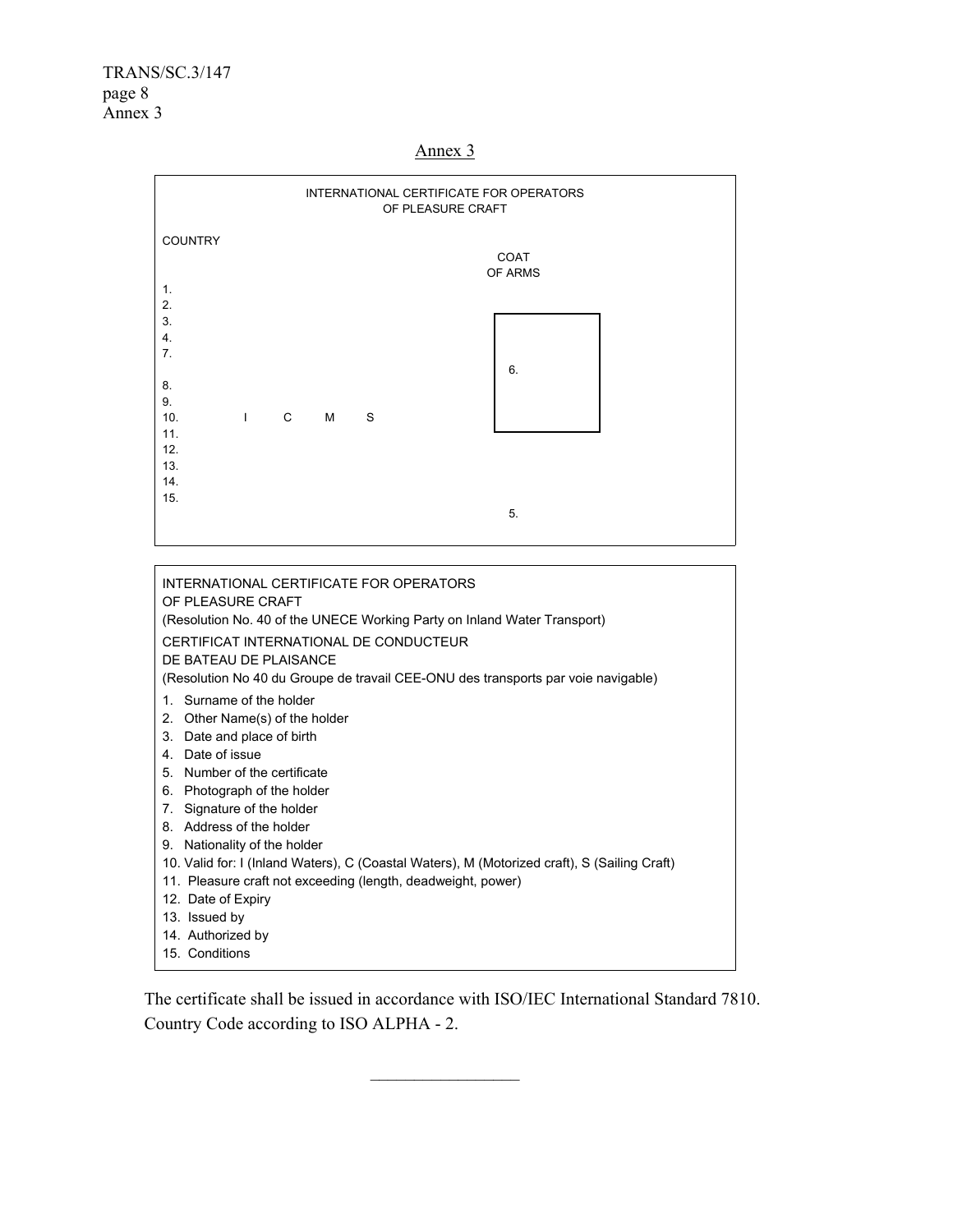# Annex 3

INTERNATIONAL CERTIFICATE FOR OPERATORS
OF PLEASURE CRAFT

COUNTRY

COAT
OF ARMS

1.
2.
3.
4.
7.

8.
9.
10. I C M S
11.
12.
13.
14.
15.

6.

5.

---

INTERNATIONAL CERTIFICATE FOR OPERATORS
OF PLEASURE CRAFT
(Resolution No. 40 of the UNECE Working Party on Inland Water Transport)

CERTIFICAT INTERNATIONAL DE CONDUCTEUR
DE BATEAU DE PLAISANCE
(Resolution No 40 du Groupe de travail CEE-ONU des transports par voie navigable)

1. Surname of the holder
2. Other Name(s) of the holder
3. Date and place of birth
4. Date of issue
5. Number of the certificate
6. Photograph of the holder
7. Signature of the holder
8. Address of the holder
9. Nationality of the holder
10. Valid for: I (Inland Waters), C (Coastal Waters), M (Motorized craft), S (Sailing Craft)
11. Pleasure craft not exceeding (length, deadweight, power)
12. Date of Expiry
13. Issued by
14. Authorized by
15. Conditions

---

The certificate shall be issued in accordance with ISO/IEC International Standard 7810.
Country Code according to ISO ALPHA - 2.